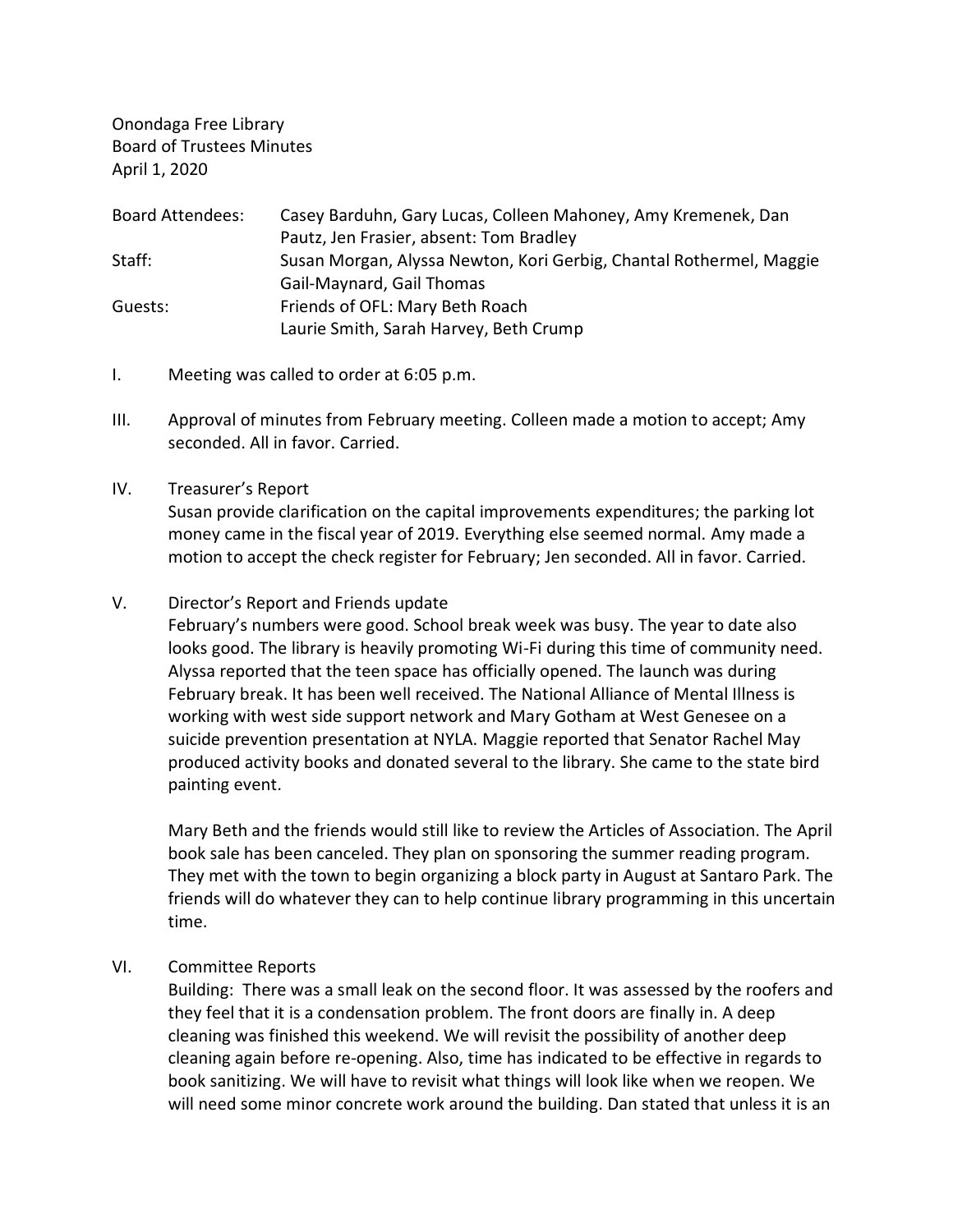Onondaga Free Library
Board of Trustees Minutes
April 1, 2020

| | |
|---|---|
| Board Attendees: | Casey Barduhn, Gary Lucas, Colleen Mahoney, Amy Kremenek, Dan Pautz, Jen Frasier, absent: Tom Bradley |
| Staff: | Susan Morgan, Alyssa Newton, Kori Gerbig, Chantal Rothermel, Maggie Gail-Maynard, Gail Thomas |
| Guests: | Friends of OFL: Mary Beth Roach<br>Laurie Smith, Sarah Harvey, Beth Crump |

I. Meeting was called to order at 6:05 p.m.

III. Approval of minutes from February meeting. Colleen made a motion to accept; Amy seconded. All in favor. Carried.

IV. Treasurer's Report
Susan provide clarification on the capital improvements expenditures; the parking lot money came in the fiscal year of 2019. Everything else seemed normal. Amy made a motion to accept the check register for February; Jen seconded. All in favor. Carried.

V. Director's Report and Friends update
February's numbers were good. School break week was busy. The year to date also looks good. The library is heavily promoting Wi-Fi during this time of community need. Alyssa reported that the teen space has officially opened. The launch was during February break. It has been well received. The National Alliance of Mental Illness is working with west side support network and Mary Gotham at West Genesee on a suicide prevention presentation at NYLA. Maggie reported that Senator Rachel May produced activity books and donated several to the library. She came to the state bird painting event.

Mary Beth and the friends would still like to review the Articles of Association. The April book sale has been canceled. They plan on sponsoring the summer reading program. They met with the town to begin organizing a block party in August at Santaro Park. The friends will do whatever they can to help continue library programming in this uncertain time.

VI. Committee Reports
Building: There was a small leak on the second floor. It was assessed by the roofers and they feel that it is a condensation problem. The front doors are finally in. A deep cleaning was finished this weekend. We will revisit the possibility of another deep cleaning again before re-opening. Also, time has indicated to be effective in regards to book sanitizing. We will have to revisit what things will look like when we reopen. We will need some minor concrete work around the building. Dan stated that unless it is an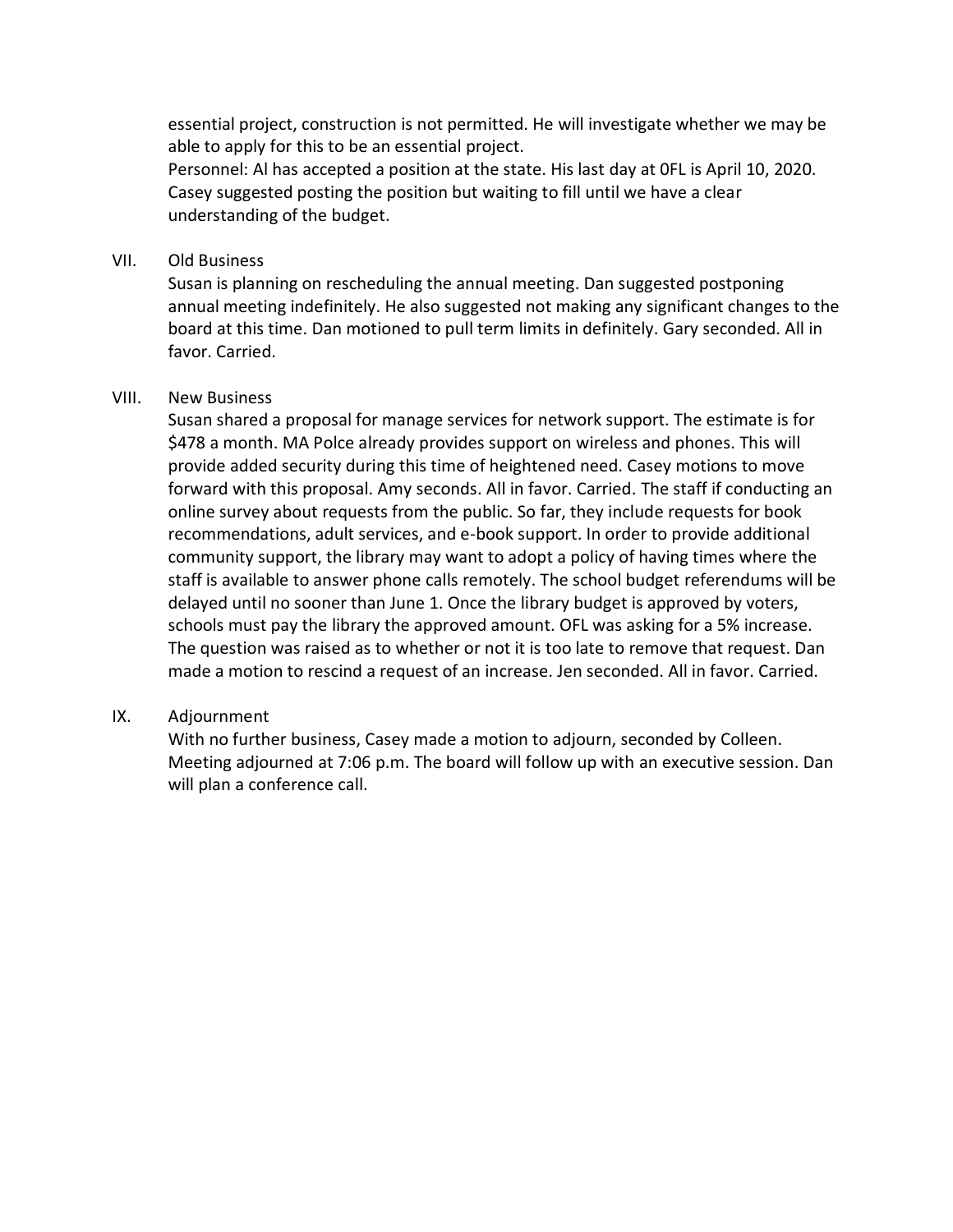essential project, construction is not permitted. He will investigate whether we may be able to apply for this to be an essential project.

Personnel: Al has accepted a position at the state. His last day at 0FL is April 10, 2020. Casey suggested posting the position but waiting to fill until we have a clear understanding of the budget.

VII. Old Business

Susan is planning on rescheduling the annual meeting. Dan suggested postponing annual meeting indefinitely. He also suggested not making any significant changes to the board at this time. Dan motioned to pull term limits in definitely. Gary seconded. All in favor. Carried.

VIII. New Business

Susan shared a proposal for manage services for network support. The estimate is for $478 a month. MA Polce already provides support on wireless and phones. This will provide added security during this time of heightened need. Casey motions to move forward with this proposal. Amy seconds. All in favor. Carried. The staff if conducting an online survey about requests from the public. So far, they include requests for book recommendations, adult services, and e-book support. In order to provide additional community support, the library may want to adopt a policy of having times where the staff is available to answer phone calls remotely. The school budget referendums will be delayed until no sooner than June 1. Once the library budget is approved by voters, schools must pay the library the approved amount. OFL was asking for a 5% increase. The question was raised as to whether or not it is too late to remove that request. Dan made a motion to rescind a request of an increase. Jen seconded. All in favor. Carried.

IX. Adjournment

With no further business, Casey made a motion to adjourn, seconded by Colleen. Meeting adjourned at 7:06 p.m. The board will follow up with an executive session. Dan will plan a conference call.